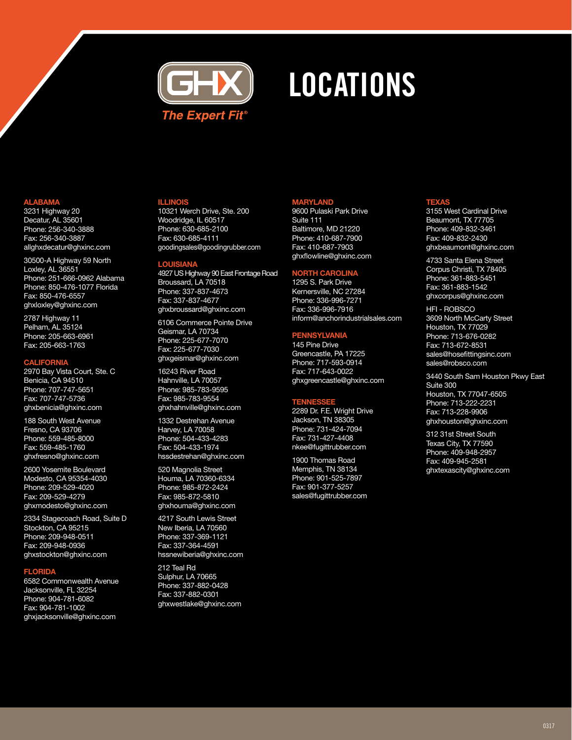GHX

*The Expert Fit®*

# LOCATIONS

## ALABAMA

3231 Highway 20
Decatur, AL 35601
Phone: 256-340-3888
Fax: 256-340-3887
allghxdecatur@ghxinc.com

30500-A Highway 59 North
Loxley, AL 36551
Phone: 251-666-0962 Alabama
Phone: 850-476-1077 Florida
Fax: 850-476-6557
ghxloxley@ghxinc.com

2787 Highway 11
Pelham, AL 35124
Phone: 205-663-6961
Fax: 205-663-1763

## CALIFORNIA

2970 Bay Vista Court, Ste. C
Benicia, CA 94510
Phone: 707-747-5651
Fax: 707-747-5736
ghxbenicia@ghxinc.com

188 South West Avenue
Fresno, CA 93706
Phone: 559-485-8000
Fax: 559-485-1760
ghxfresno@ghxinc.com

2600 Yosemite Boulevard
Modesto, CA 95354-4030
Phone: 209-529-4020
Fax: 209-529-4279
ghxmodesto@ghxinc.com

2334 Stagecoach Road, Suite D
Stockton, CA 95215
Phone: 209-948-0511
Fax: 209-948-0936
ghxstockton@ghxinc.com

## FLORIDA

6582 Commonwealth Avenue
Jacksonville, FL 32254
Phone: 904-781-6082
Fax: 904-781-1002
ghxjacksonville@ghxinc.com

## ILLINOIS

10321 Werch Drive, Ste. 200
Woodridge, IL 60517
Phone: 630-685-2100
Fax: 630-685-4111
goodingsales@goodingrubber.com

## LOUISIANA

4927 US Highway 90 East Frontage Road
Broussard, LA 70518
Phone: 337-837-4673
Fax: 337-837-4677
ghxbroussard@ghxinc.com

6106 Commerce Pointe Drive
Geismar, LA 70734
Phone: 225-677-7070
Fax: 225-677-7030
ghxgeismar@ghxinc.com

16243 River Road
Hahnville, LA 70057
Phone: 985-783-9595
Fax: 985-783-9554
ghxhahnville@ghxinc.com

1332 Destrehan Avenue
Harvey, LA 70058
Phone: 504-433-4283
Fax: 504-433-1974
hssdestrehan@ghxinc.com

520 Magnolia Street
Houma, LA 70360-6334
Phone: 985-872-2424
Fax: 985-872-5810
ghxhouma@ghxinc.com

4217 South Lewis Street
New Iberia, LA 70560
Phone: 337-369-1121
Fax: 337-364-4591
hssnewiberia@ghxinc.com

212 Teal Rd
Sulphur, LA 70665
Phone: 337-882-0428
Fax: 337-882-0301
ghxwestlake@ghxinc.com

## MARYLAND

9600 Pulaski Park Drive
Suite 111
Baltimore, MD 21220
Phone: 410-687-7900
Fax: 410-687-7903
ghxflowline@ghxinc.com

## NORTH CAROLINA

1295 S. Park Drive
Kernersville, NC 27284
Phone: 336-996-7271
Fax: 336-996-7916
inform@anchorindustrialsales.com

## PENNSYLVANIA

145 Pine Drive
Greencastle, PA 17225
Phone: 717-593-0914
Fax: 717-643-0022
ghxgreencastle@ghxinc.com

## TENNESSEE

2289 Dr. F.E. Wright Drive
Jackson, TN 38305
Phone: 731-424-7094
Fax: 731-427-4408
nkee@fugittrubber.com

1900 Thomas Road
Memphis, TN 38134
Phone: 901-525-7897
Fax: 901-377-5257
sales@fugittrubber.com

## TEXAS

3155 West Cardinal Drive
Beaumont, TX 77705
Phone: 409-832-3461
Fax: 409-832-2430
ghxbeaumont@ghxinc.com

4733 Santa Elena Street
Corpus Christi, TX 78405
Phone: 361-883-5451
Fax: 361-883-1542
ghxcorpus@ghxinc.com

HFI - ROBSCO
3609 North McCarty Street
Houston, TX 77029
Phone: 713-676-0282
Fax: 713-672-8531
sales@hosefittingsinc.com
sales@robsco.com

3440 South Sam Houston Pkwy East
Suite 300
Houston, TX 77047-6505
Phone: 713-222-2231
Fax: 713-228-9906
ghxhouston@ghxinc.com

312 31st Street South
Texas City, TX 77590
Phone: 409-948-2957
Fax: 409-945-2581
ghxtexascity@ghxinc.com

0317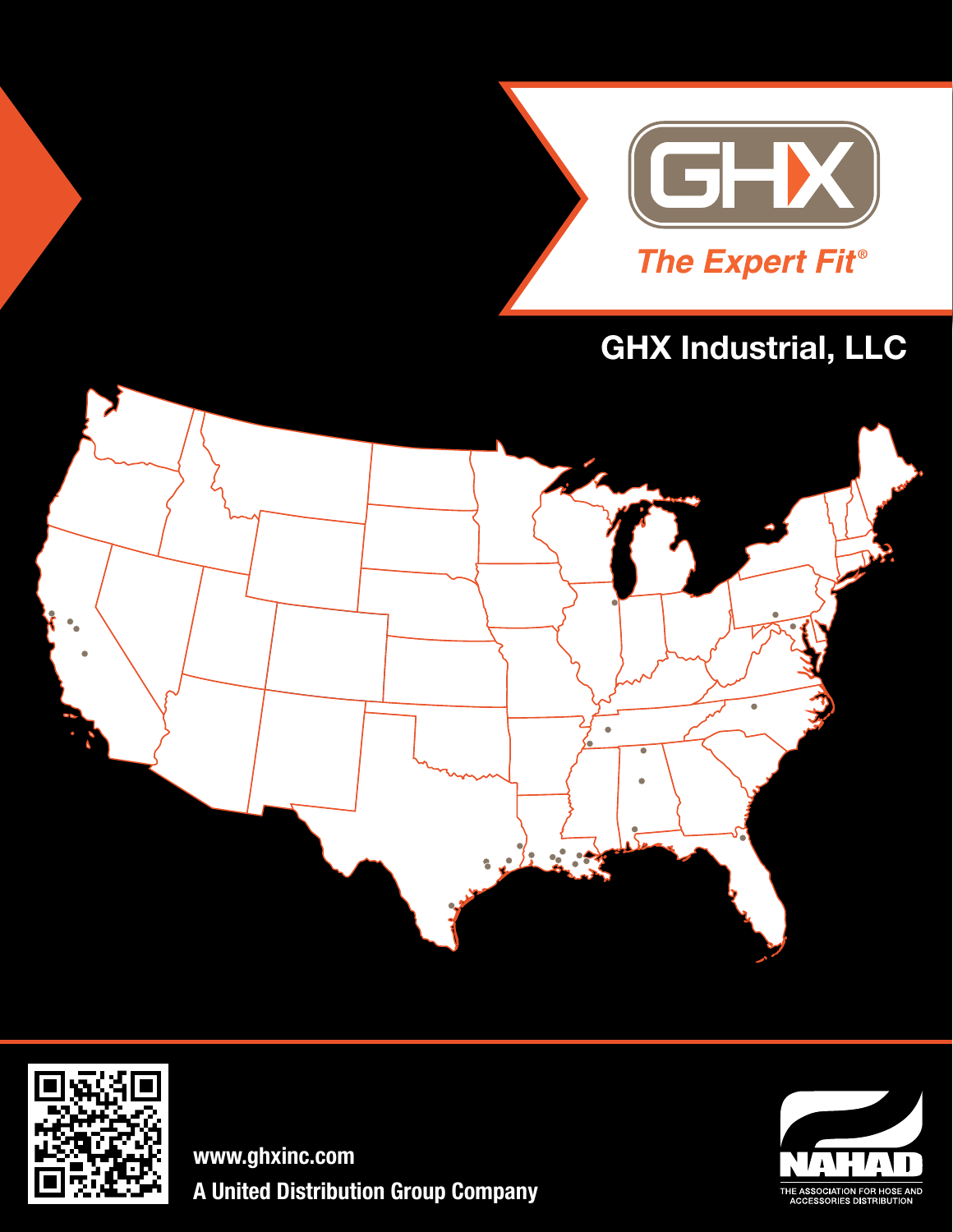GHX

*The Expert Fit®*

## GHX Industrial, LLC

www.ghxinc.com

A United Distribution Group Company

NAHAD

THE ASSOCIATION FOR HOSE AND ACCESSORIES DISTRIBUTION